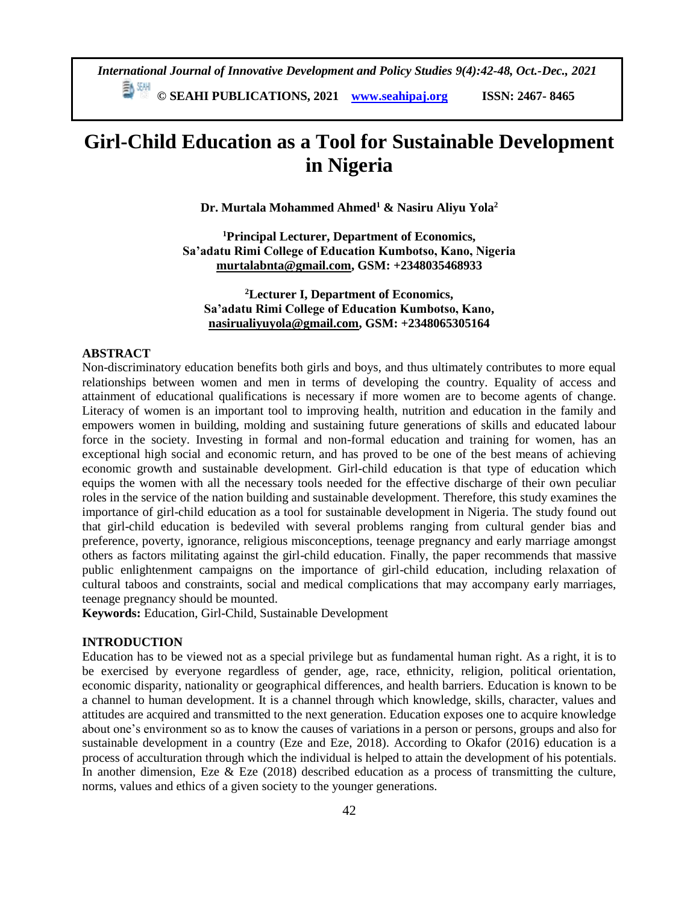# Girl-Child Education as a Tool for Sustainable Development in Nigeria

**Dr. Murtala Mohammed Ahmed[1] & Nasiru Aliyu Yola[2]**

**[1]Principal Lecturer, Department of Economics, Sa'adatu Rimi College of Education Kumbotso, Kano, Nigeria**
**murtalabnta@gmail.com, GSM: +2348035468933**

**[2]Lecturer I, Department of Economics, Sa'adatu Rimi College of Education Kumbotso, Kano,**
**nasirualiyuyola@gmail.com, GSM: +2348065305164**

## ABSTRACT

Non-discriminatory education benefits both girls and boys, and thus ultimately contributes to more equal relationships between women and men in terms of developing the country. Equality of access and attainment of educational qualifications is necessary if more women are to become agents of change. Literacy of women is an important tool to improving health, nutrition and education in the family and empowers women in building, molding and sustaining future generations of skills and educated labour force in the society. Investing in formal and non-formal education and training for women, has an exceptional high social and economic return, and has proved to be one of the best means of achieving economic growth and sustainable development. Girl-child education is that type of education which equips the women with all the necessary tools needed for the effective discharge of their own peculiar roles in the service of the nation building and sustainable development. Therefore, this study examines the importance of girl-child education as a tool for sustainable development in Nigeria. The study found out that girl-child education is bedeviled with several problems ranging from cultural gender bias and preference, poverty, ignorance, religious misconceptions, teenage pregnancy and early marriage amongst others as factors militating against the girl-child education. Finally, the paper recommends that massive public enlightenment campaigns on the importance of girl-child education, including relaxation of cultural taboos and constraints, social and medical complications that may accompany early marriages, teenage pregnancy should be mounted.

**Keywords:** Education, Girl-Child, Sustainable Development

## INTRODUCTION

Education has to be viewed not as a special privilege but as fundamental human right. As a right, it is to be exercised by everyone regardless of gender, age, race, ethnicity, religion, political orientation, economic disparity, nationality or geographical differences, and health barriers. Education is known to be a channel to human development. It is a channel through which knowledge, skills, character, values and attitudes are acquired and transmitted to the next generation. Education exposes one to acquire knowledge about one's environment so as to know the causes of variations in a person or persons, groups and also for sustainable development in a country (Eze and Eze, 2018). According to Okafor (2016) education is a process of acculturation through which the individual is helped to attain the development of his potentials. In another dimension, Eze & Eze (2018) described education as a process of transmitting the culture, norms, values and ethics of a given society to the younger generations.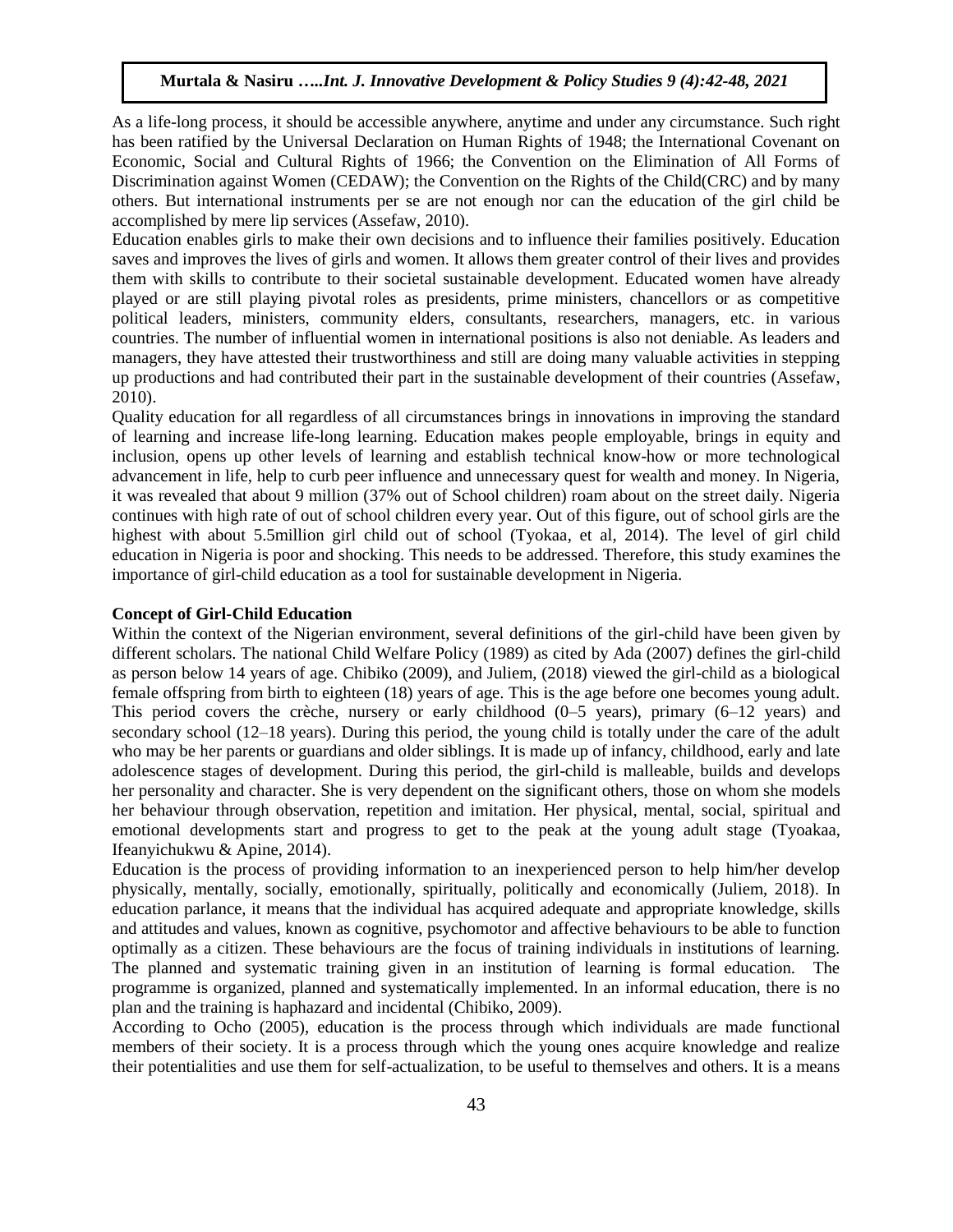As a life-long process, it should be accessible anywhere, anytime and under any circumstance. Such right has been ratified by the Universal Declaration on Human Rights of 1948; the International Covenant on Economic, Social and Cultural Rights of 1966; the Convention on the Elimination of All Forms of Discrimination against Women (CEDAW); the Convention on the Rights of the Child(CRC) and by many others. But international instruments per se are not enough nor can the education of the girl child be accomplished by mere lip services (Assefaw, 2010).

Education enables girls to make their own decisions and to influence their families positively. Education saves and improves the lives of girls and women. It allows them greater control of their lives and provides them with skills to contribute to their societal sustainable development. Educated women have already played or are still playing pivotal roles as presidents, prime ministers, chancellors or as competitive political leaders, ministers, community elders, consultants, researchers, managers, etc. in various countries. The number of influential women in international positions is also not deniable. As leaders and managers, they have attested their trustworthiness and still are doing many valuable activities in stepping up productions and had contributed their part in the sustainable development of their countries (Assefaw, 2010).

Quality education for all regardless of all circumstances brings in innovations in improving the standard of learning and increase life-long learning. Education makes people employable, brings in equity and inclusion, opens up other levels of learning and establish technical know-how or more technological advancement in life, help to curb peer influence and unnecessary quest for wealth and money. In Nigeria, it was revealed that about 9 million (37% out of School children) roam about on the street daily. Nigeria continues with high rate of out of school children every year. Out of this figure, out of school girls are the highest with about 5.5million girl child out of school (Tyokaa, et al, 2014). The level of girl child education in Nigeria is poor and shocking. This needs to be addressed. Therefore, this study examines the importance of girl-child education as a tool for sustainable development in Nigeria.

**Concept of Girl-Child Education**

Within the context of the Nigerian environment, several definitions of the girl-child have been given by different scholars. The national Child Welfare Policy (1989) as cited by Ada (2007) defines the girl-child as person below 14 years of age. Chibiko (2009), and Juliem, (2018) viewed the girl-child as a biological female offspring from birth to eighteen (18) years of age. This is the age before one becomes young adult. This period covers the crèche, nursery or early childhood (0–5 years), primary (6–12 years) and secondary school (12–18 years). During this period, the young child is totally under the care of the adult who may be her parents or guardians and older siblings. It is made up of infancy, childhood, early and late adolescence stages of development. During this period, the girl-child is malleable, builds and develops her personality and character. She is very dependent on the significant others, those on whom she models her behaviour through observation, repetition and imitation. Her physical, mental, social, spiritual and emotional developments start and progress to get to the peak at the young adult stage (Tyoakaa, Ifeanyichukwu & Apine, 2014).

Education is the process of providing information to an inexperienced person to help him/her develop physically, mentally, socially, emotionally, spiritually, politically and economically (Juliem, 2018). In education parlance, it means that the individual has acquired adequate and appropriate knowledge, skills and attitudes and values, known as cognitive, psychomotor and affective behaviours to be able to function optimally as a citizen. These behaviours are the focus of training individuals in institutions of learning. The planned and systematic training given in an institution of learning is formal education. The programme is organized, planned and systematically implemented. In an informal education, there is no plan and the training is haphazard and incidental (Chibiko, 2009).

According to Ocho (2005), education is the process through which individuals are made functional members of their society. It is a process through which the young ones acquire knowledge and realize their potentialities and use them for self-actualization, to be useful to themselves and others. It is a means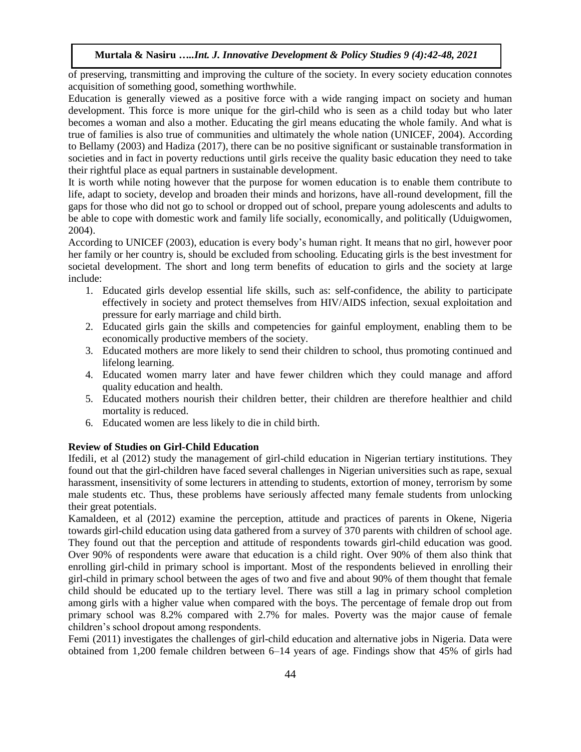of preserving, transmitting and improving the culture of the society. In every society education connotes acquisition of something good, something worthwhile.

Education is generally viewed as a positive force with a wide ranging impact on society and human development. This force is more unique for the girl-child who is seen as a child today but who later becomes a woman and also a mother. Educating the girl means educating the whole family. And what is true of families is also true of communities and ultimately the whole nation (UNICEF, 2004). According to Bellamy (2003) and Hadiza (2017), there can be no positive significant or sustainable transformation in societies and in fact in poverty reductions until girls receive the quality basic education they need to take their rightful place as equal partners in sustainable development.

It is worth while noting however that the purpose for women education is to enable them contribute to life, adapt to society, develop and broaden their minds and horizons, have all-round development, fill the gaps for those who did not go to school or dropped out of school, prepare young adolescents and adults to be able to cope with domestic work and family life socially, economically, and politically (Uduigwomen, 2004).

According to UNICEF (2003), education is every body's human right. It means that no girl, however poor her family or her country is, should be excluded from schooling. Educating girls is the best investment for societal development. The short and long term benefits of education to girls and the society at large include:

1. Educated girls develop essential life skills, such as: self-confidence, the ability to participate effectively in society and protect themselves from HIV/AIDS infection, sexual exploitation and pressure for early marriage and child birth.
2. Educated girls gain the skills and competencies for gainful employment, enabling them to be economically productive members of the society.
3. Educated mothers are more likely to send their children to school, thus promoting continued and lifelong learning.
4. Educated women marry later and have fewer children which they could manage and afford quality education and health.
5. Educated mothers nourish their children better, their children are therefore healthier and child mortality is reduced.
6. Educated women are less likely to die in child birth.

**Review of Studies on Girl-Child Education**

Ifedili, et al (2012) study the management of girl-child education in Nigerian tertiary institutions. They found out that the girl-children have faced several challenges in Nigerian universities such as rape, sexual harassment, insensitivity of some lecturers in attending to students, extortion of money, terrorism by some male students etc. Thus, these problems have seriously affected many female students from unlocking their great potentials.

Kamaldeen, et al (2012) examine the perception, attitude and practices of parents in Okene, Nigeria towards girl-child education using data gathered from a survey of 370 parents with children of school age. They found out that the perception and attitude of respondents towards girl-child education was good. Over 90% of respondents were aware that education is a child right. Over 90% of them also think that enrolling girl-child in primary school is important. Most of the respondents believed in enrolling their girl-child in primary school between the ages of two and five and about 90% of them thought that female child should be educated up to the tertiary level. There was still a lag in primary school completion among girls with a higher value when compared with the boys. The percentage of female drop out from primary school was 8.2% compared with 2.7% for males. Poverty was the major cause of female children's school dropout among respondents.

Femi (2011) investigates the challenges of girl-child education and alternative jobs in Nigeria. Data were obtained from 1,200 female children between 6–14 years of age. Findings show that 45% of girls had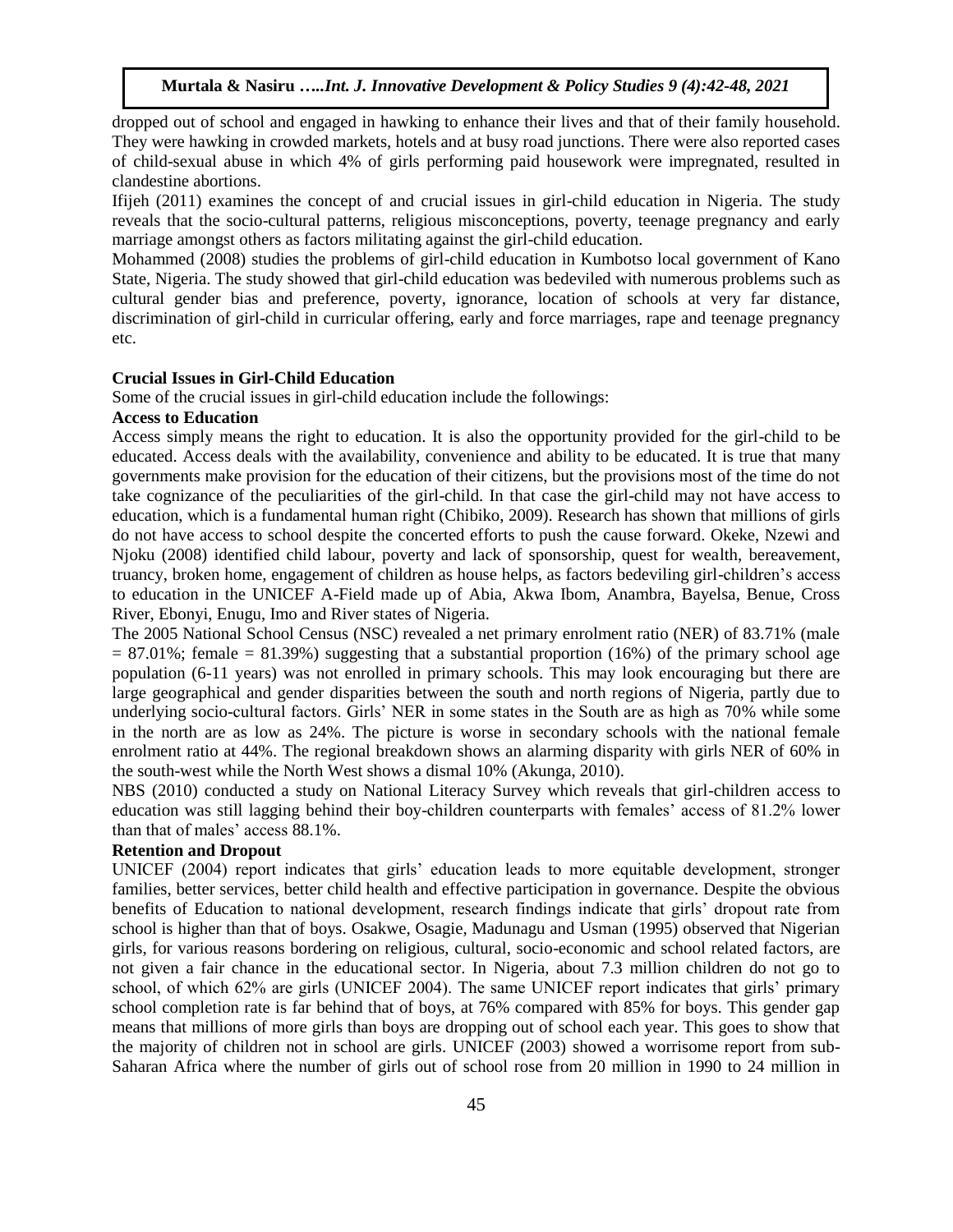dropped out of school and engaged in hawking to enhance their lives and that of their family household. They were hawking in crowded markets, hotels and at busy road junctions. There were also reported cases of child-sexual abuse in which 4% of girls performing paid housework were impregnated, resulted in clandestine abortions.

Ifijeh (2011) examines the concept of and crucial issues in girl-child education in Nigeria. The study reveals that the socio-cultural patterns, religious misconceptions, poverty, teenage pregnancy and early marriage amongst others as factors militating against the girl-child education.

Mohammed (2008) studies the problems of girl-child education in Kumbotso local government of Kano State, Nigeria. The study showed that girl-child education was bedeviled with numerous problems such as cultural gender bias and preference, poverty, ignorance, location of schools at very far distance, discrimination of girl-child in curricular offering, early and force marriages, rape and teenage pregnancy etc.

**Crucial Issues in Girl-Child Education**

Some of the crucial issues in girl-child education include the followings:

**Access to Education**

Access simply means the right to education. It is also the opportunity provided for the girl-child to be educated. Access deals with the availability, convenience and ability to be educated. It is true that many governments make provision for the education of their citizens, but the provisions most of the time do not take cognizance of the peculiarities of the girl-child. In that case the girl-child may not have access to education, which is a fundamental human right (Chibiko, 2009). Research has shown that millions of girls do not have access to school despite the concerted efforts to push the cause forward. Okeke, Nzewi and Njoku (2008) identified child labour, poverty and lack of sponsorship, quest for wealth, bereavement, truancy, broken home, engagement of children as house helps, as factors bedeviling girl-children's access to education in the UNICEF A-Field made up of Abia, Akwa Ibom, Anambra, Bayelsa, Benue, Cross River, Ebonyi, Enugu, Imo and River states of Nigeria.

The 2005 National School Census (NSC) revealed a net primary enrolment ratio (NER) of 83.71% (male = 87.01%; female = 81.39%) suggesting that a substantial proportion (16%) of the primary school age population (6-11 years) was not enrolled in primary schools. This may look encouraging but there are large geographical and gender disparities between the south and north regions of Nigeria, partly due to underlying socio-cultural factors. Girls' NER in some states in the South are as high as 70% while some in the north are as low as 24%. The picture is worse in secondary schools with the national female enrolment ratio at 44%. The regional breakdown shows an alarming disparity with girls NER of 60% in the south-west while the North West shows a dismal 10% (Akunga, 2010).

NBS (2010) conducted a study on National Literacy Survey which reveals that girl-children access to education was still lagging behind their boy-children counterparts with females' access of 81.2% lower than that of males' access 88.1%.

**Retention and Dropout**

UNICEF (2004) report indicates that girls' education leads to more equitable development, stronger families, better services, better child health and effective participation in governance. Despite the obvious benefits of Education to national development, research findings indicate that girls' dropout rate from school is higher than that of boys. Osakwe, Osagie, Madunagu and Usman (1995) observed that Nigerian girls, for various reasons bordering on religious, cultural, socio-economic and school related factors, are not given a fair chance in the educational sector. In Nigeria, about 7.3 million children do not go to school, of which 62% are girls (UNICEF 2004). The same UNICEF report indicates that girls' primary school completion rate is far behind that of boys, at 76% compared with 85% for boys. This gender gap means that millions of more girls than boys are dropping out of school each year. This goes to show that the majority of children not in school are girls. UNICEF (2003) showed a worrisome report from sub-Saharan Africa where the number of girls out of school rose from 20 million in 1990 to 24 million in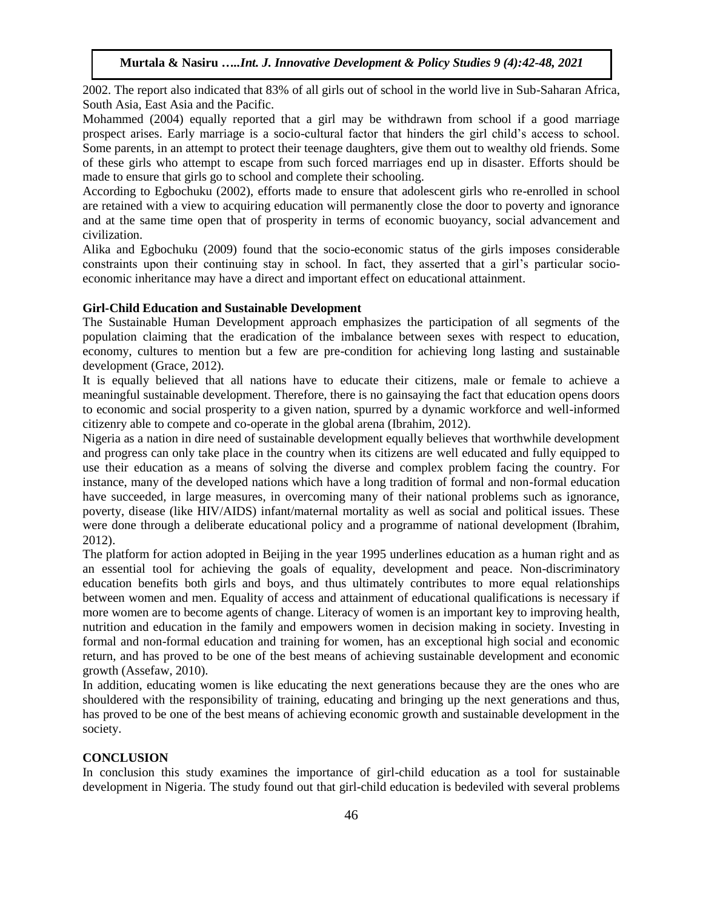2002. The report also indicated that 83% of all girls out of school in the world live in Sub-Saharan Africa, South Asia, East Asia and the Pacific.

Mohammed (2004) equally reported that a girl may be withdrawn from school if a good marriage prospect arises. Early marriage is a socio-cultural factor that hinders the girl child's access to school. Some parents, in an attempt to protect their teenage daughters, give them out to wealthy old friends. Some of these girls who attempt to escape from such forced marriages end up in disaster. Efforts should be made to ensure that girls go to school and complete their schooling.

According to Egbochuku (2002), efforts made to ensure that adolescent girls who re-enrolled in school are retained with a view to acquiring education will permanently close the door to poverty and ignorance and at the same time open that of prosperity in terms of economic buoyancy, social advancement and civilization.

Alika and Egbochuku (2009) found that the socio-economic status of the girls imposes considerable constraints upon their continuing stay in school. In fact, they asserted that a girl's particular socio-economic inheritance may have a direct and important effect on educational attainment.

### Girl-Child Education and Sustainable Development

The Sustainable Human Development approach emphasizes the participation of all segments of the population claiming that the eradication of the imbalance between sexes with respect to education, economy, cultures to mention but a few are pre-condition for achieving long lasting and sustainable development (Grace, 2012).

It is equally believed that all nations have to educate their citizens, male or female to achieve a meaningful sustainable development. Therefore, there is no gainsaying the fact that education opens doors to economic and social prosperity to a given nation, spurred by a dynamic workforce and well-informed citizenry able to compete and co-operate in the global arena (Ibrahim, 2012).

Nigeria as a nation in dire need of sustainable development equally believes that worthwhile development and progress can only take place in the country when its citizens are well educated and fully equipped to use their education as a means of solving the diverse and complex problem facing the country. For instance, many of the developed nations which have a long tradition of formal and non-formal education have succeeded, in large measures, in overcoming many of their national problems such as ignorance, poverty, disease (like HIV/AIDS) infant/maternal mortality as well as social and political issues. These were done through a deliberate educational policy and a programme of national development (Ibrahim, 2012).

The platform for action adopted in Beijing in the year 1995 underlines education as a human right and as an essential tool for achieving the goals of equality, development and peace. Non-discriminatory education benefits both girls and boys, and thus ultimately contributes to more equal relationships between women and men. Equality of access and attainment of educational qualifications is necessary if more women are to become agents of change. Literacy of women is an important key to improving health, nutrition and education in the family and empowers women in decision making in society. Investing in formal and non-formal education and training for women, has an exceptional high social and economic return, and has proved to be one of the best means of achieving sustainable development and economic growth (Assefaw, 2010).

In addition, educating women is like educating the next generations because they are the ones who are shouldered with the responsibility of training, educating and bringing up the next generations and thus, has proved to be one of the best means of achieving economic growth and sustainable development in the society.

## CONCLUSION

In conclusion this study examines the importance of girl-child education as a tool for sustainable development in Nigeria. The study found out that girl-child education is bedeviled with several problems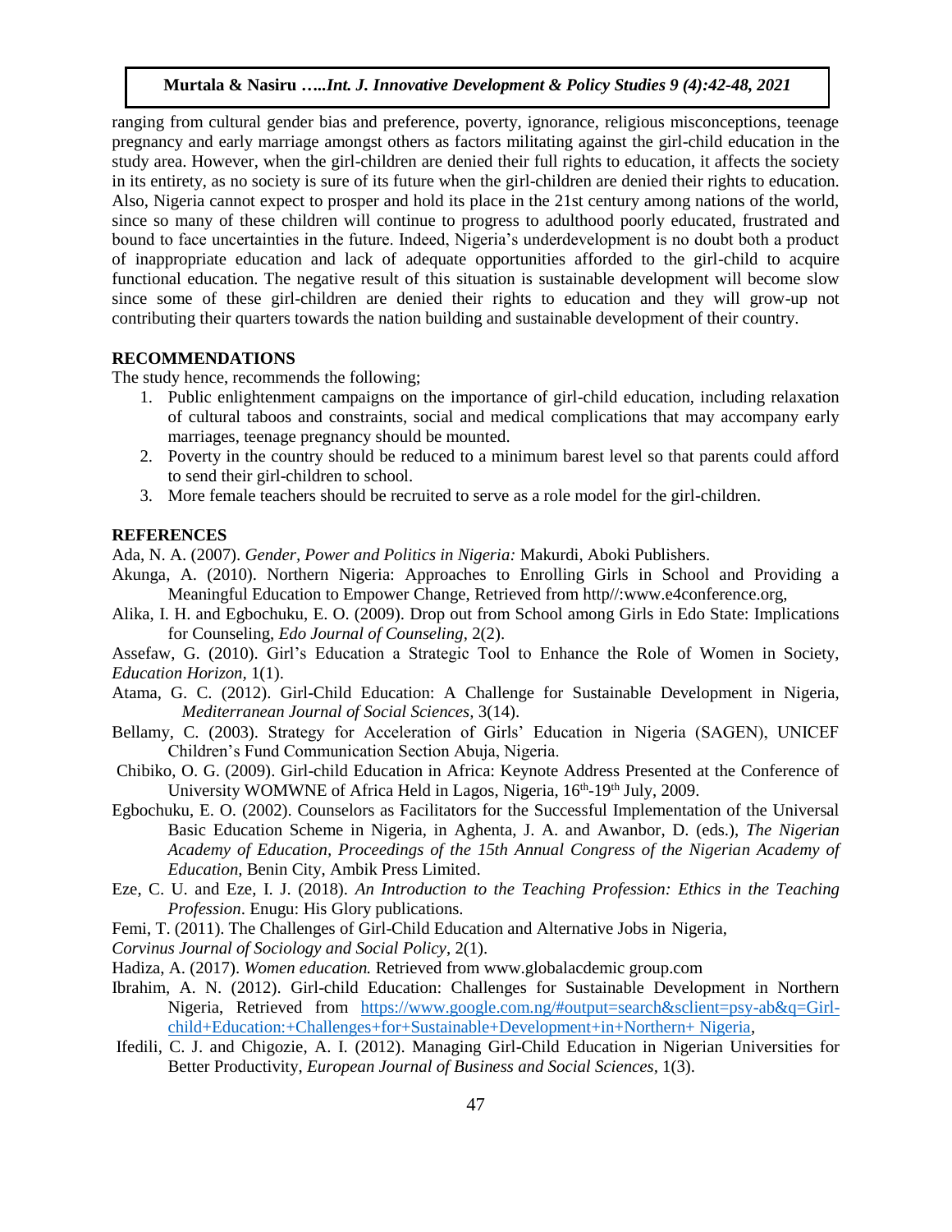ranging from cultural gender bias and preference, poverty, ignorance, religious misconceptions, teenage pregnancy and early marriage amongst others as factors militating against the girl-child education in the study area. However, when the girl-children are denied their full rights to education, it affects the society in its entirety, as no society is sure of its future when the girl-children are denied their rights to education. Also, Nigeria cannot expect to prosper and hold its place in the 21st century among nations of the world, since so many of these children will continue to progress to adulthood poorly educated, frustrated and bound to face uncertainties in the future. Indeed, Nigeria's underdevelopment is no doubt both a product of inappropriate education and lack of adequate opportunities afforded to the girl-child to acquire functional education. The negative result of this situation is sustainable development will become slow since some of these girl-children are denied their rights to education and they will grow-up not contributing their quarters towards the nation building and sustainable development of their country.

## RECOMMENDATIONS

The study hence, recommends the following;

1. Public enlightenment campaigns on the importance of girl-child education, including relaxation of cultural taboos and constraints, social and medical complications that may accompany early marriages, teenage pregnancy should be mounted.
2. Poverty in the country should be reduced to a minimum barest level so that parents could afford to send their girl-children to school.
3. More female teachers should be recruited to serve as a role model for the girl-children.

## REFERENCES

Ada, N. A. (2007). *Gender, Power and Politics in Nigeria:* Makurdi, Aboki Publishers.

Akunga, A. (2010). Northern Nigeria: Approaches to Enrolling Girls in School and Providing a Meaningful Education to Empower Change, Retrieved from http//:www.e4conference.org,

Alika, I. H. and Egbochuku, E. O. (2009). Drop out from School among Girls in Edo State: Implications for Counseling, *Edo Journal of Counseling*, 2(2).

Assefaw, G. (2010). Girl's Education a Strategic Tool to Enhance the Role of Women in Society, *Education Horizon*, 1(1).

Atama, G. C. (2012). Girl-Child Education: A Challenge for Sustainable Development in Nigeria, *Mediterranean Journal of Social Sciences*, 3(14).

Bellamy, C. (2003). Strategy for Acceleration of Girls' Education in Nigeria (SAGEN), UNICEF Children's Fund Communication Section Abuja, Nigeria.

Chibiko, O. G. (2009). Girl-child Education in Africa: Keynote Address Presented at the Conference of University WOMWNE of Africa Held in Lagos, Nigeria, 16th-19th July, 2009.

Egbochuku, E. O. (2002). Counselors as Facilitators for the Successful Implementation of the Universal Basic Education Scheme in Nigeria, in Aghenta, J. A. and Awanbor, D. (eds.), *The Nigerian Academy of Education, Proceedings of the 15th Annual Congress of the Nigerian Academy of Education*, Benin City, Ambik Press Limited.

Eze, C. U. and Eze, I. J. (2018). *An Introduction to the Teaching Profession: Ethics in the Teaching Profession*. Enugu: His Glory publications.

Femi, T. (2011). The Challenges of Girl-Child Education and Alternative Jobs in Nigeria, *Corvinus Journal of Sociology and Social Policy*, 2(1).

Hadiza, A. (2017). *Women education.* Retrieved from www.globalacdemic group.com

Ibrahim, A. N. (2012). Girl-child Education: Challenges for Sustainable Development in Northern Nigeria, Retrieved from https://www.google.com.ng/#output=search&sclient=psy-ab&q=Girl-child+Education:+Challenges+for+Sustainable+Development+in+Northern+ Nigeria,

Ifedili, C. J. and Chigozie, A. I. (2012). Managing Girl-Child Education in Nigerian Universities for Better Productivity, *European Journal of Business and Social Sciences*, 1(3).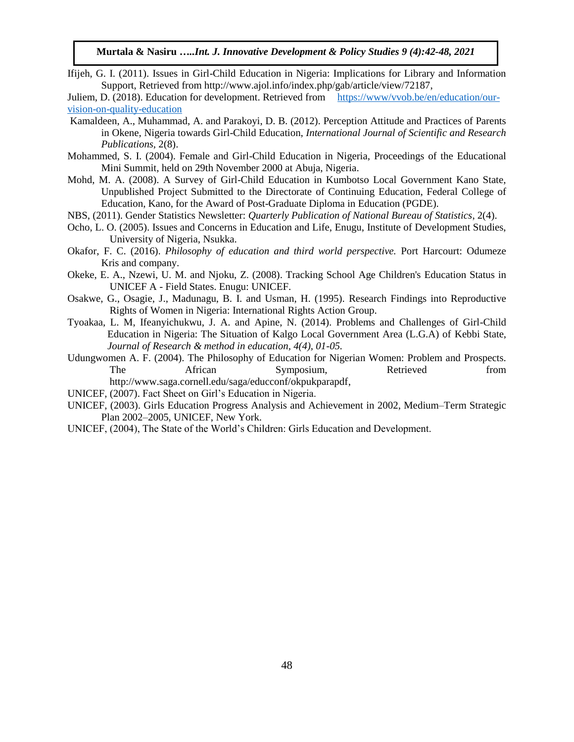Ifijeh, G. I. (2011). Issues in Girl-Child Education in Nigeria: Implications for Library and Information Support, Retrieved from http://www.ajol.info/index.php/gab/article/view/72187,

Juliem, D. (2018). Education for development. Retrieved from https://www/vvob.be/en/education/our-vision-on-quality-education

Kamaldeen, A., Muhammad, A. and Parakoyi, D. B. (2012). Perception Attitude and Practices of Parents in Okene, Nigeria towards Girl-Child Education, *International Journal of Scientific and Research Publications*, 2(8).

Mohammed, S. I. (2004). Female and Girl-Child Education in Nigeria, Proceedings of the Educational Mini Summit, held on 29th November 2000 at Abuja, Nigeria.

Mohd, M. A. (2008). A Survey of Girl-Child Education in Kumbotso Local Government Kano State, Unpublished Project Submitted to the Directorate of Continuing Education, Federal College of Education, Kano, for the Award of Post-Graduate Diploma in Education (PGDE).

NBS, (2011). Gender Statistics Newsletter: *Quarterly Publication of National Bureau of Statistics*, 2(4).

Ocho, L. O. (2005). Issues and Concerns in Education and Life, Enugu, Institute of Development Studies, University of Nigeria, Nsukka.

Okafor, F. C. (2016). *Philosophy of education and third world perspective.* Port Harcourt: Odumeze Kris and company.

Okeke, E. A., Nzewi, U. M. and Njoku, Z. (2008). Tracking School Age Children's Education Status in UNICEF A - Field States. Enugu: UNICEF.

Osakwe, G., Osagie, J., Madunagu, B. I. and Usman, H. (1995). Research Findings into Reproductive Rights of Women in Nigeria: International Rights Action Group.

Tyoakaa, L. M, Ifeanyichukwu, J. A. and Apine, N. (2014). Problems and Challenges of Girl-Child Education in Nigeria: The Situation of Kalgo Local Government Area (L.G.A) of Kebbi State, *Journal of Research & method in education, 4(4), 01-05.*

Udungwomen A. F. (2004). The Philosophy of Education for Nigerian Women: Problem and Prospects. The African Symposium, Retrieved from http://www.saga.cornell.edu/saga/educconf/okpukparapdf,

UNICEF, (2007). Fact Sheet on Girl's Education in Nigeria.

UNICEF, (2003). Girls Education Progress Analysis and Achievement in 2002, Medium–Term Strategic Plan 2002–2005, UNICEF, New York.

UNICEF, (2004), The State of the World's Children: Girls Education and Development.